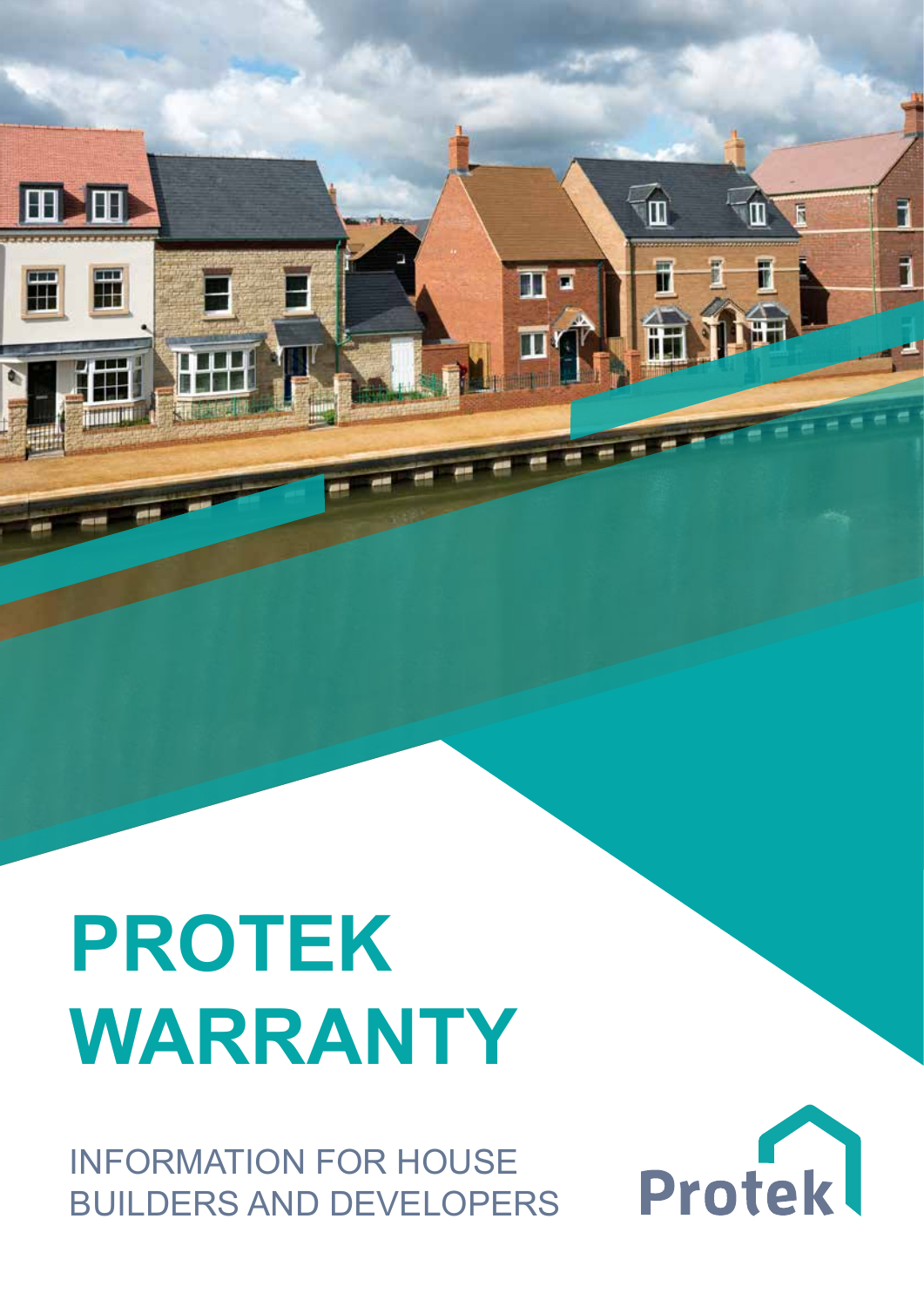# PROTEK WARRANTY

INFORMATION FOR HOUSE BUILDERS AND DEVELOPERS

Protek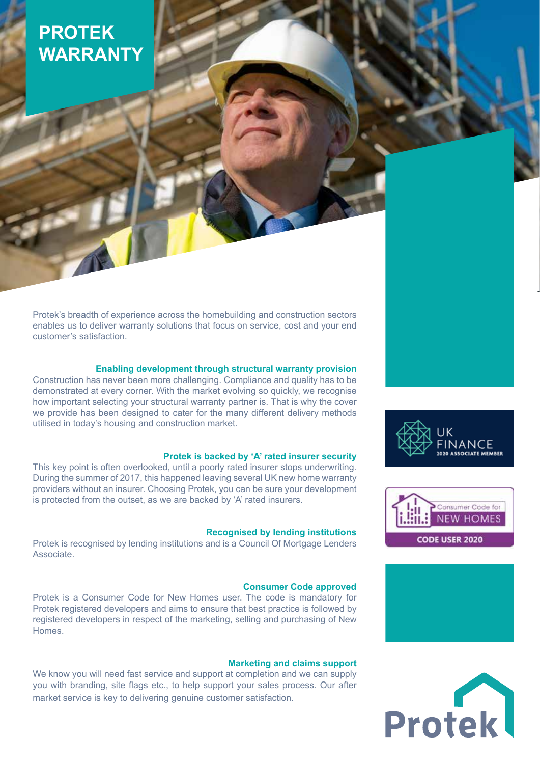# PROTEK WARRANTY

Protek's breadth of experience across the homebuilding and construction sectors enables us to deliver warranty solutions that focus on service, cost and your end customer's satisfaction.

### Enabling development through structural warranty provision

Construction has never been more challenging. Compliance and quality has to be demonstrated at every corner. With the market evolving so quickly, we recognise how important selecting your structural warranty partner is. That is why the cover we provide has been designed to cater for the many different delivery methods utilised in today's housing and construction market.

### Protek is backed by 'A' rated insurer security

This key point is often overlooked, until a poorly rated insurer stops underwriting. During the summer of 2017, this happened leaving several UK new home warranty providers without an insurer. Choosing Protek, you can be sure your development is protected from the outset, as we are backed by 'A' rated insurers.

### Recognised by lending institutions

Protek is recognised by lending institutions and is a Council Of Mortgage Lenders Associate.

### Consumer Code approved

Protek is a Consumer Code for New Homes user. The code is mandatory for Protek registered developers and aims to ensure that best practice is followed by registered developers in respect of the marketing, selling and purchasing of New Homes.

### Marketing and claims support

We know you will need fast service and support at completion and we can supply you with branding, site flags etc., to help support your sales process. Our after market service is key to delivering genuine customer satisfaction.

UK FINANCE 2020 ASSOCIATE MEMBER

Consumer Code for NEW HOMES CODE USER 2020

Protek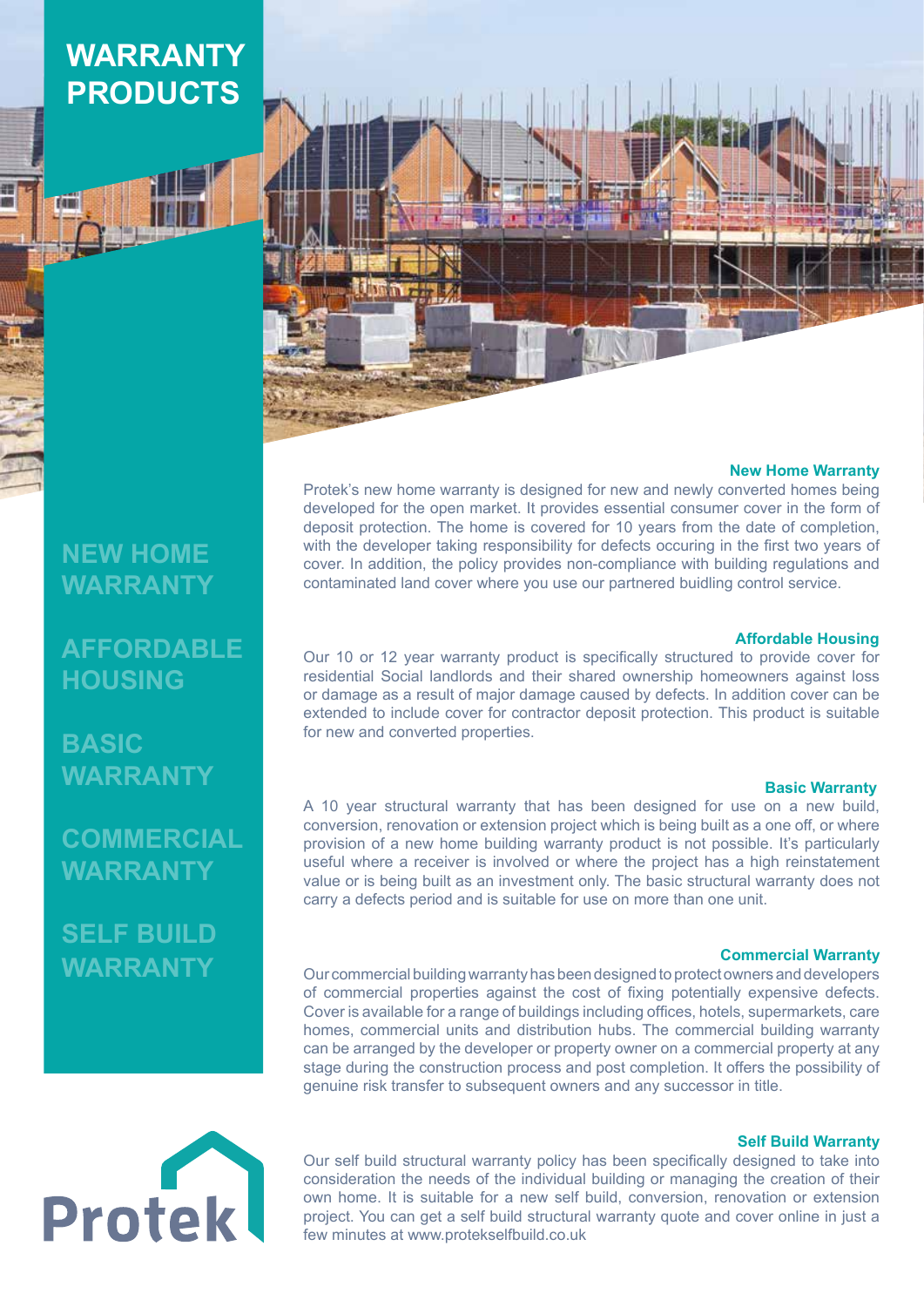# WARRANTY PRODUCTS

NEW HOME WARRANTY

AFFORDABLE HOUSING

BASIC WARRANTY

COMMERCIAL WARRANTY

SELF BUILD WARRANTY

### New Home Warranty

Protek's new home warranty is designed for new and newly converted homes being developed for the open market. It provides essential consumer cover in the form of deposit protection. The home is covered for 10 years from the date of completion, with the developer taking responsibility for defects occuring in the first two years of cover. In addition, the policy provides non-compliance with building regulations and contaminated land cover where you use our partnered buidling control service.

### Affordable Housing

Our 10 or 12 year warranty product is specifically structured to provide cover for residential Social landlords and their shared ownership homeowners against loss or damage as a result of major damage caused by defects. In addition cover can be extended to include cover for contractor deposit protection. This product is suitable for new and converted properties.

### Basic Warranty

A 10 year structural warranty that has been designed for use on a new build, conversion, renovation or extension project which is being built as a one off, or where provision of a new home building warranty product is not possible. It's particularly useful where a receiver is involved or where the project has a high reinstatement value or is being built as an investment only. The basic structural warranty does not carry a defects period and is suitable for use on more than one unit.

### Commercial Warranty

Our commercial building warranty has been designed to protect owners and developers of commercial properties against the cost of fixing potentially expensive defects. Cover is available for a range of buildings including offices, hotels, supermarkets, care homes, commercial units and distribution hubs. The commercial building warranty can be arranged by the developer or property owner on a commercial property at any stage during the construction process and post completion. It offers the possibility of genuine risk transfer to subsequent owners and any successor in title.

### Self Build Warranty

Our self build structural warranty policy has been specifically designed to take into consideration the needs of the individual building or managing the creation of their own home. It is suitable for a new self build, conversion, renovation or extension project. You can get a self build structural warranty quote and cover online in just a few minutes at www.protekselfbuild.co.uk

Protek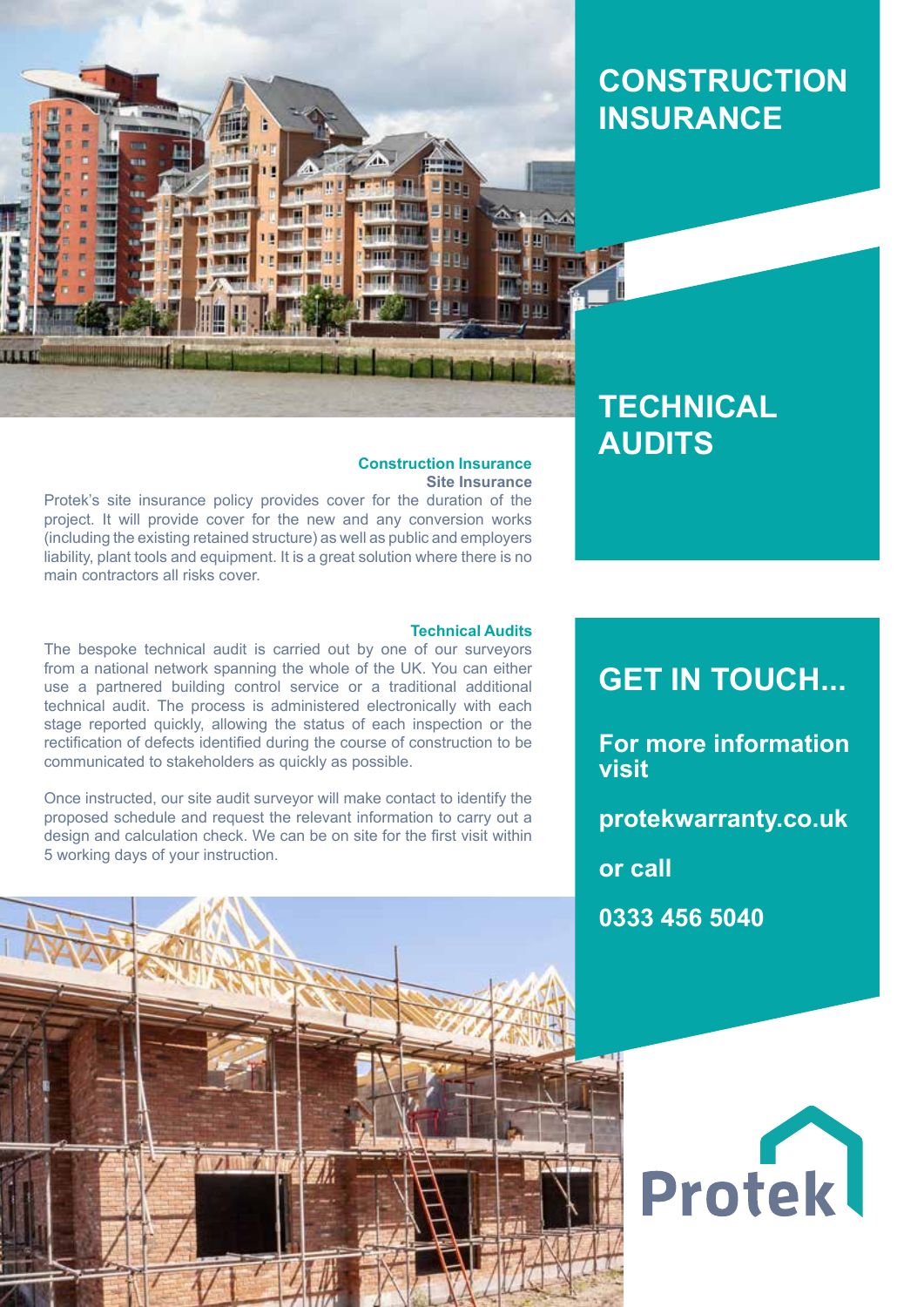# CONSTRUCTION INSURANCE

# TECHNICAL AUDITS

## Construction Insurance

### Site Insurance

Protek's site insurance policy provides cover for the duration of the project. It will provide cover for the new and any conversion works (including the existing retained structure) as well as public and employers liability, plant tools and equipment. It is a great solution where there is no main contractors all risks cover.

## Technical Audits

The bespoke technical audit is carried out by one of our surveyors from a national network spanning the whole of the UK. You can either use a partnered building control service or a traditional additional technical audit. The process is administered electronically with each stage reported quickly, allowing the status of each inspection or the rectification of defects identified during the course of construction to be communicated to stakeholders as quickly as possible.

Once instructed, our site audit surveyor will make contact to identify the proposed schedule and request the relevant information to carry out a design and calculation check. We can be on site for the first visit within 5 working days of your instruction.

## GET IN TOUCH...

**For more information visit**

**protekwarranty.co.uk**

**or call**

**0333 456 5040**

Protek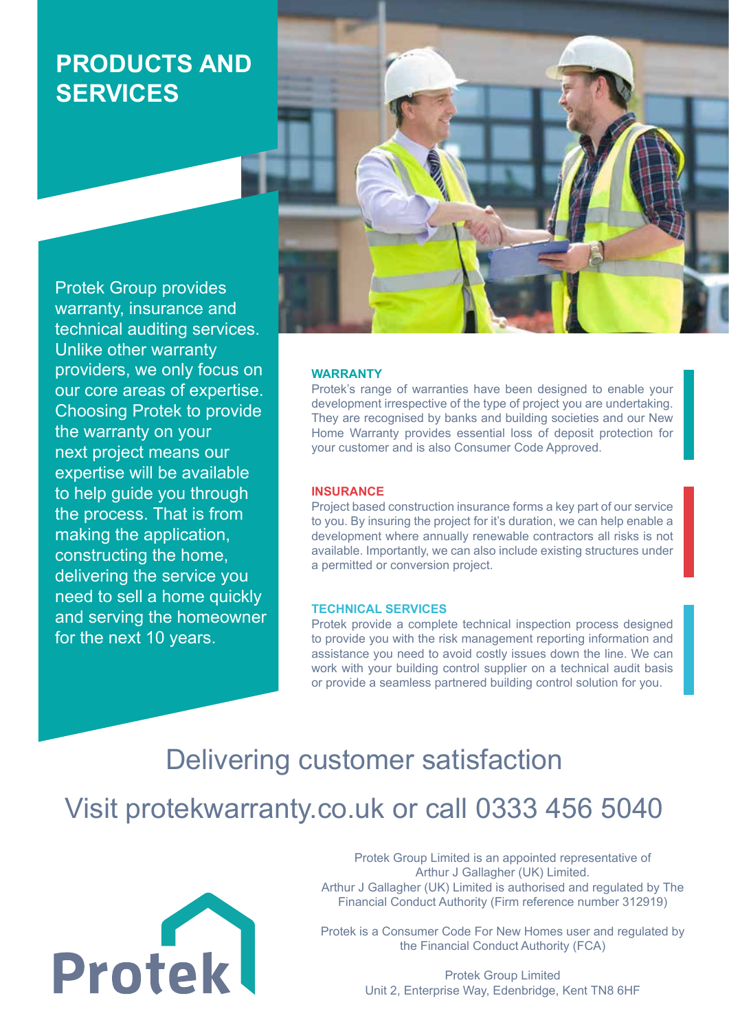# PRODUCTS AND SERVICES

Protek Group provides warranty, insurance and technical auditing services. Unlike other warranty providers, we only focus on our core areas of expertise. Choosing Protek to provide the warranty on your next project means our expertise will be available to help guide you through the process. That is from making the application, constructing the home, delivering the service you need to sell a home quickly and serving the homeowner for the next 10 years.

### WARRANTY

Protek's range of warranties have been designed to enable your development irrespective of the type of project you are undertaking. They are recognised by banks and building societies and our New Home Warranty provides essential loss of deposit protection for your customer and is also Consumer Code Approved.

### INSURANCE

Project based construction insurance forms a key part of our service to you. By insuring the project for it's duration, we can help enable a development where annually renewable contractors all risks is not available. Importantly, we can also include existing structures under a permitted or conversion project.

### TECHNICAL SERVICES

Protek provide a complete technical inspection process designed to provide you with the risk management reporting information and assistance you need to avoid costly issues down the line. We can work with your building control supplier on a technical audit basis or provide a seamless partnered building control solution for you.

## Delivering customer satisfaction

## Visit protekwarranty.co.uk or call 0333 456 5040

Protek

Protek Group Limited is an appointed representative of Arthur J Gallagher (UK) Limited.
Arthur J Gallagher (UK) Limited is authorised and regulated by The Financial Conduct Authority (Firm reference number 312919)

Protek is a Consumer Code For New Homes user and regulated by the Financial Conduct Authority (FCA)

Protek Group Limited
Unit 2, Enterprise Way, Edenbridge, Kent TN8 6HF